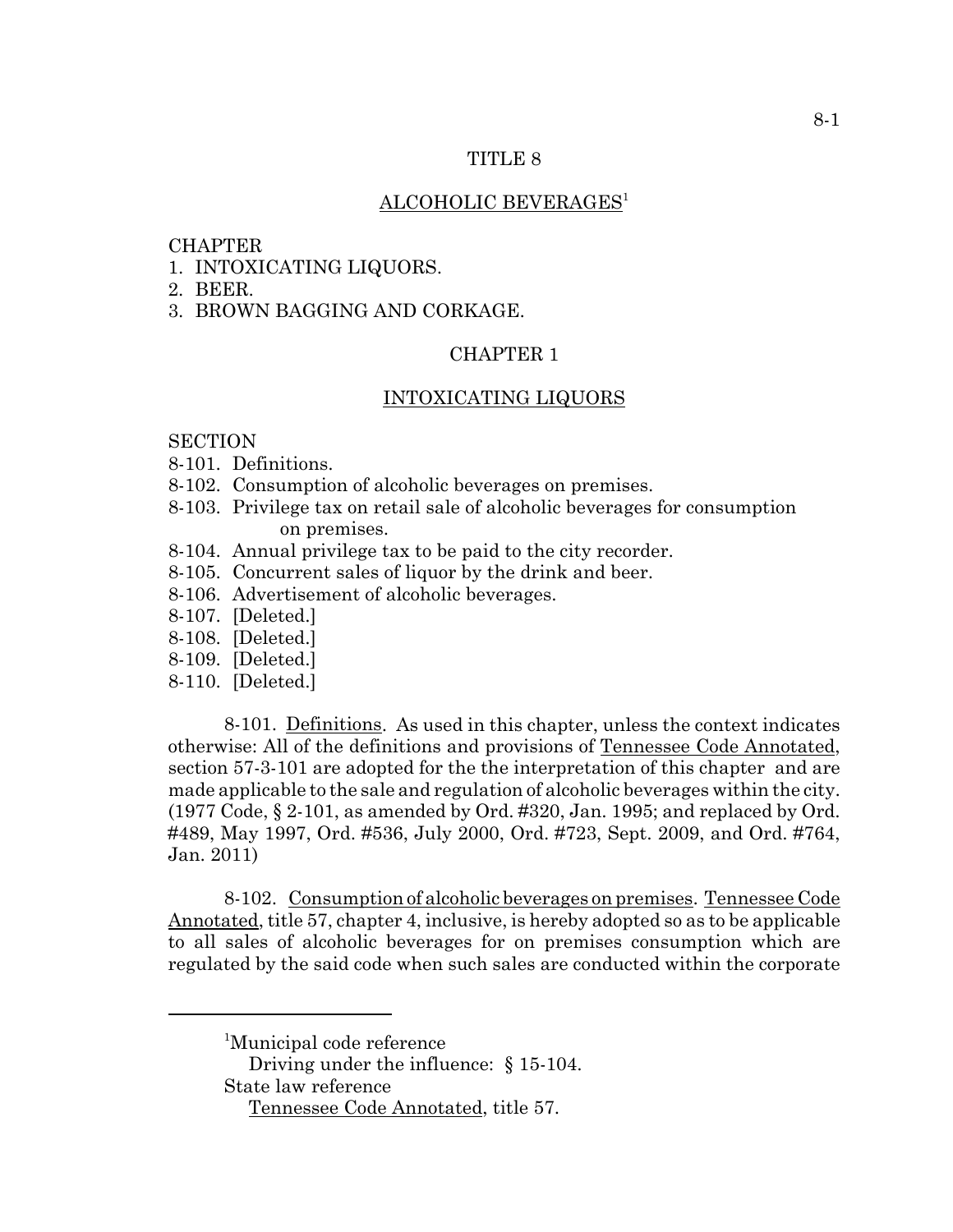# TITLE 8

## ALCOHOLIC BEVERAGES[1]

CHAPTER
1. INTOXICATING LIQUORS.
2. BEER.
3. BROWN BAGGING AND CORKAGE.

## CHAPTER 1

## INTOXICATING LIQUORS

SECTION
8-101. Definitions.
8-102. Consumption of alcoholic beverages on premises.
8-103. Privilege tax on retail sale of alcoholic beverages for consumption on premises.
8-104. Annual privilege tax to be paid to the city recorder.
8-105. Concurrent sales of liquor by the drink and beer.
8-106. Advertisement of alcoholic beverages.
8-107. [Deleted.]
8-108. [Deleted.]
8-109. [Deleted.]
8-110. [Deleted.]

8-101. Definitions. As used in this chapter, unless the context indicates otherwise: All of the definitions and provisions of Tennessee Code Annotated, section 57-3-101 are adopted for the the interpretation of this chapter and are made applicable to the sale and regulation of alcoholic beverages within the city. (1977 Code, § 2-101, as amended by Ord. #320, Jan. 1995; and replaced by Ord. #489, May 1997, Ord. #536, July 2000, Ord. #723, Sept. 2009, and Ord. #764, Jan. 2011)

8-102. Consumption of alcoholic beverages on premises. Tennessee Code Annotated, title 57, chapter 4, inclusive, is hereby adopted so as to be applicable to all sales of alcoholic beverages for on premises consumption which are regulated by the said code when such sales are conducted within the corporate

---

[1]Municipal code reference
Driving under the influence: § 15-104.
State law reference
Tennessee Code Annotated, title 57.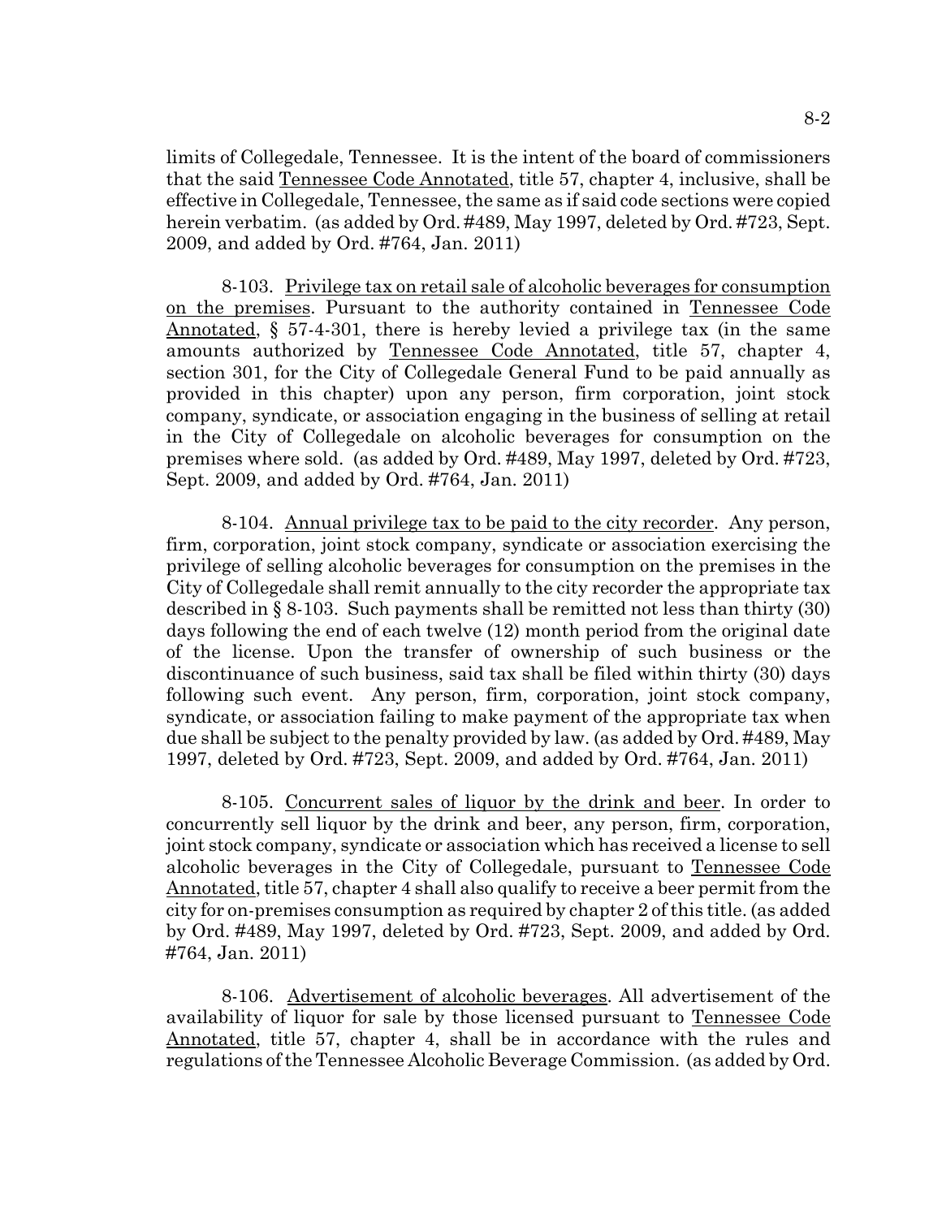limits of Collegedale, Tennessee. It is the intent of the board of commissioners that the said Tennessee Code Annotated, title 57, chapter 4, inclusive, shall be effective in Collegedale, Tennessee, the same as if said code sections were copied herein verbatim. (as added by Ord. #489, May 1997, deleted by Ord. #723, Sept. 2009, and added by Ord. #764, Jan. 2011)

8-103. Privilege tax on retail sale of alcoholic beverages for consumption on the premises. Pursuant to the authority contained in Tennessee Code Annotated, § 57-4-301, there is hereby levied a privilege tax (in the same amounts authorized by Tennessee Code Annotated, title 57, chapter 4, section 301, for the City of Collegedale General Fund to be paid annually as provided in this chapter) upon any person, firm corporation, joint stock company, syndicate, or association engaging in the business of selling at retail in the City of Collegedale on alcoholic beverages for consumption on the premises where sold. (as added by Ord. #489, May 1997, deleted by Ord. #723, Sept. 2009, and added by Ord. #764, Jan. 2011)

8-104. Annual privilege tax to be paid to the city recorder. Any person, firm, corporation, joint stock company, syndicate or association exercising the privilege of selling alcoholic beverages for consumption on the premises in the City of Collegedale shall remit annually to the city recorder the appropriate tax described in § 8-103. Such payments shall be remitted not less than thirty (30) days following the end of each twelve (12) month period from the original date of the license. Upon the transfer of ownership of such business or the discontinuance of such business, said tax shall be filed within thirty (30) days following such event. Any person, firm, corporation, joint stock company, syndicate, or association failing to make payment of the appropriate tax when due shall be subject to the penalty provided by law. (as added by Ord. #489, May 1997, deleted by Ord. #723, Sept. 2009, and added by Ord. #764, Jan. 2011)

8-105. Concurrent sales of liquor by the drink and beer. In order to concurrently sell liquor by the drink and beer, any person, firm, corporation, joint stock company, syndicate or association which has received a license to sell alcoholic beverages in the City of Collegedale, pursuant to Tennessee Code Annotated, title 57, chapter 4 shall also qualify to receive a beer permit from the city for on-premises consumption as required by chapter 2 of this title. (as added by Ord. #489, May 1997, deleted by Ord. #723, Sept. 2009, and added by Ord. #764, Jan. 2011)

8-106. Advertisement of alcoholic beverages. All advertisement of the availability of liquor for sale by those licensed pursuant to Tennessee Code Annotated, title 57, chapter 4, shall be in accordance with the rules and regulations of the Tennessee Alcoholic Beverage Commission. (as added by Ord.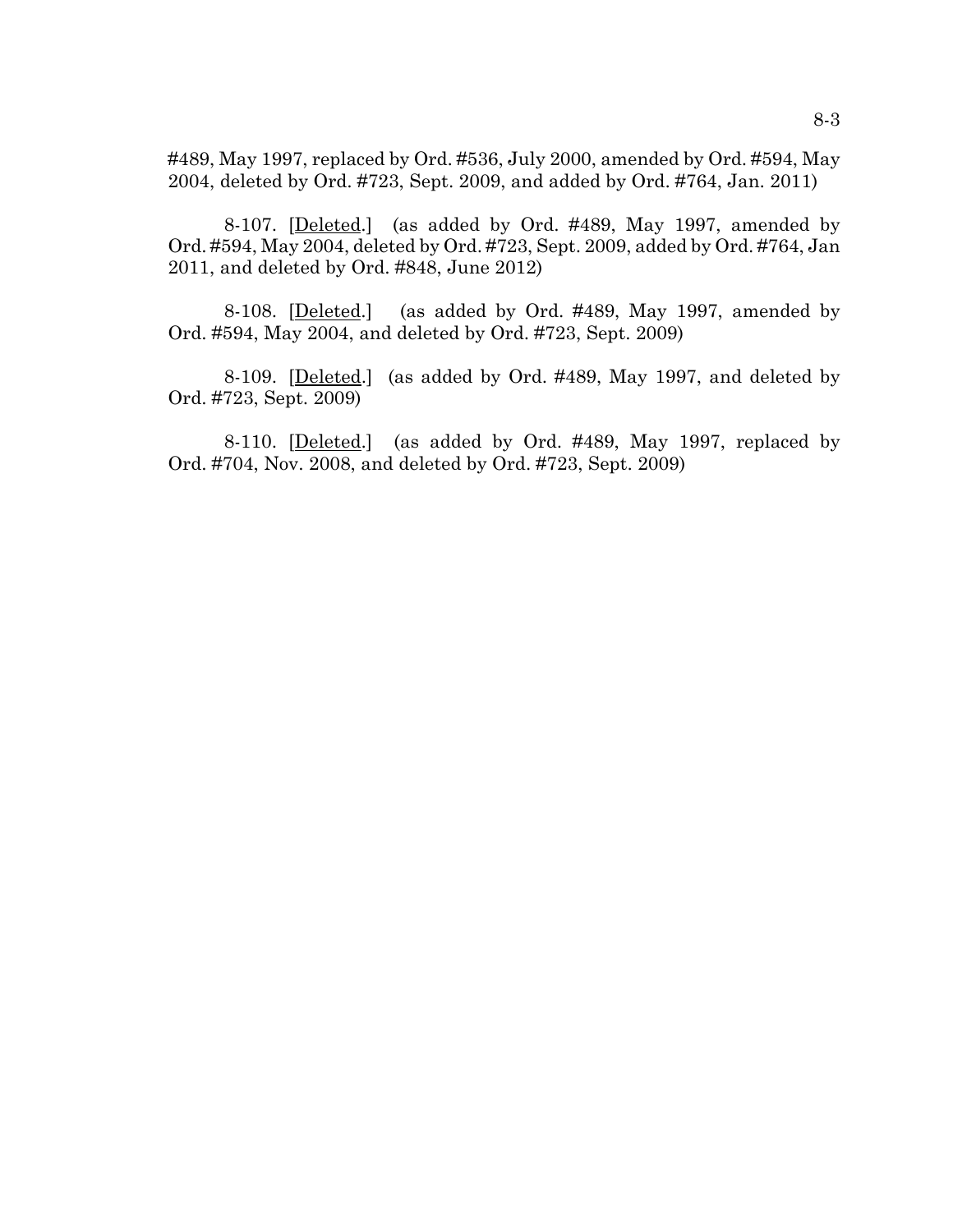#489, May 1997, replaced by Ord. #536, July 2000, amended by Ord. #594, May 2004, deleted by Ord. #723, Sept. 2009, and added by Ord. #764, Jan. 2011)

8-107. [Deleted.] (as added by Ord. #489, May 1997, amended by Ord. #594, May 2004, deleted by Ord. #723, Sept. 2009, added by Ord. #764, Jan 2011, and deleted by Ord. #848, June 2012)

8-108. [Deleted.] (as added by Ord. #489, May 1997, amended by Ord. #594, May 2004, and deleted by Ord. #723, Sept. 2009)

8-109. [Deleted.] (as added by Ord. #489, May 1997, and deleted by Ord. #723, Sept. 2009)

8-110. [Deleted.] (as added by Ord. #489, May 1997, replaced by Ord. #704, Nov. 2008, and deleted by Ord. #723, Sept. 2009)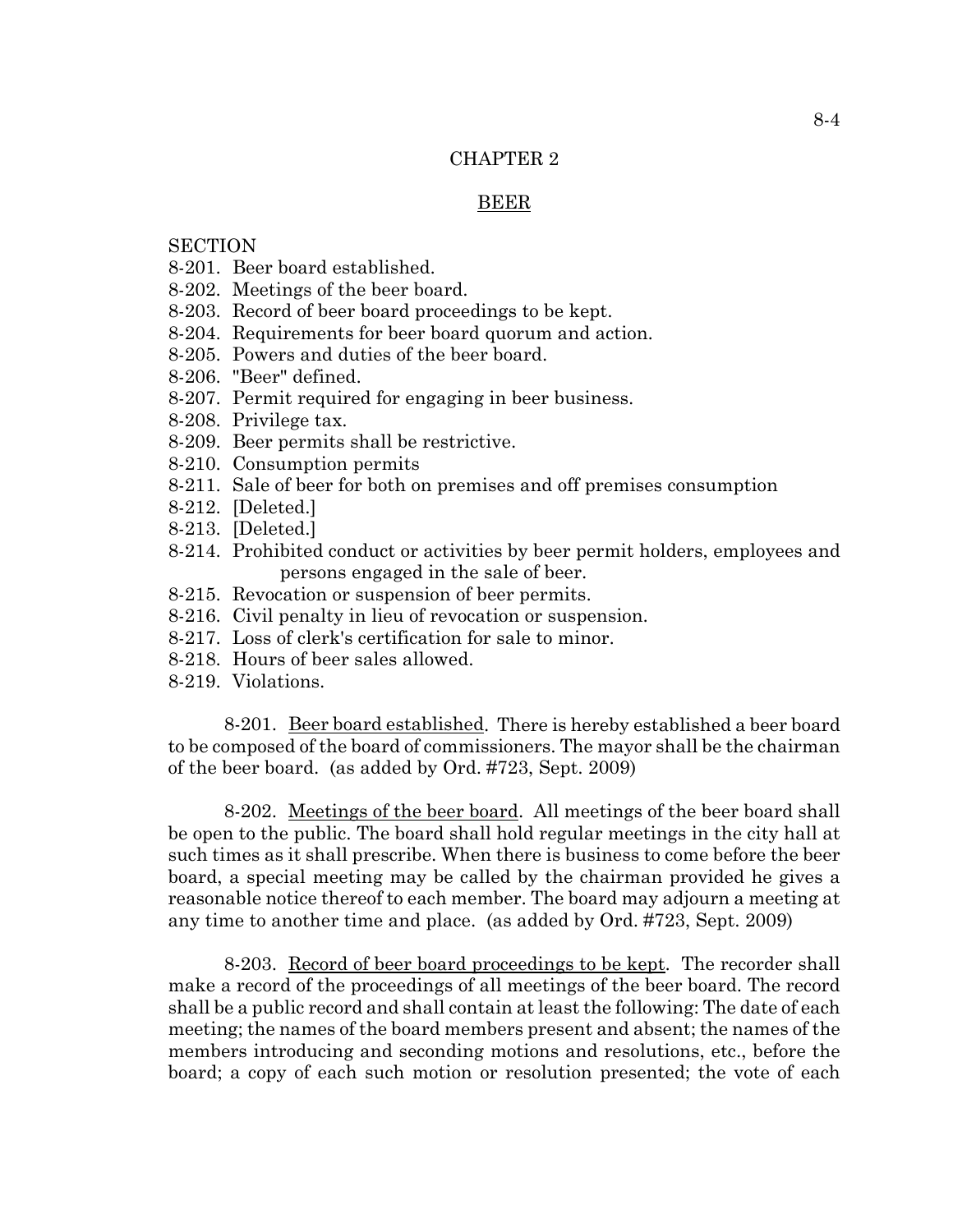## CHAPTER 2

## BEER

SECTION
8-201. Beer board established.
8-202. Meetings of the beer board.
8-203. Record of beer board proceedings to be kept.
8-204. Requirements for beer board quorum and action.
8-205. Powers and duties of the beer board.
8-206. "Beer" defined.
8-207. Permit required for engaging in beer business.
8-208. Privilege tax.
8-209. Beer permits shall be restrictive.
8-210. Consumption permits
8-211. Sale of beer for both on premises and off premises consumption
8-212. [Deleted.]
8-213. [Deleted.]
8-214. Prohibited conduct or activities by beer permit holders, employees and persons engaged in the sale of beer.
8-215. Revocation or suspension of beer permits.
8-216. Civil penalty in lieu of revocation or suspension.
8-217. Loss of clerk's certification for sale to minor.
8-218. Hours of beer sales allowed.
8-219. Violations.

8-201. Beer board established. There is hereby established a beer board to be composed of the board of commissioners. The mayor shall be the chairman of the beer board. (as added by Ord. #723, Sept. 2009)

8-202. Meetings of the beer board. All meetings of the beer board shall be open to the public. The board shall hold regular meetings in the city hall at such times as it shall prescribe. When there is business to come before the beer board, a special meeting may be called by the chairman provided he gives a reasonable notice thereof to each member. The board may adjourn a meeting at any time to another time and place. (as added by Ord. #723, Sept. 2009)

8-203. Record of beer board proceedings to be kept. The recorder shall make a record of the proceedings of all meetings of the beer board. The record shall be a public record and shall contain at least the following: The date of each meeting; the names of the board members present and absent; the names of the members introducing and seconding motions and resolutions, etc., before the board; a copy of each such motion or resolution presented; the vote of each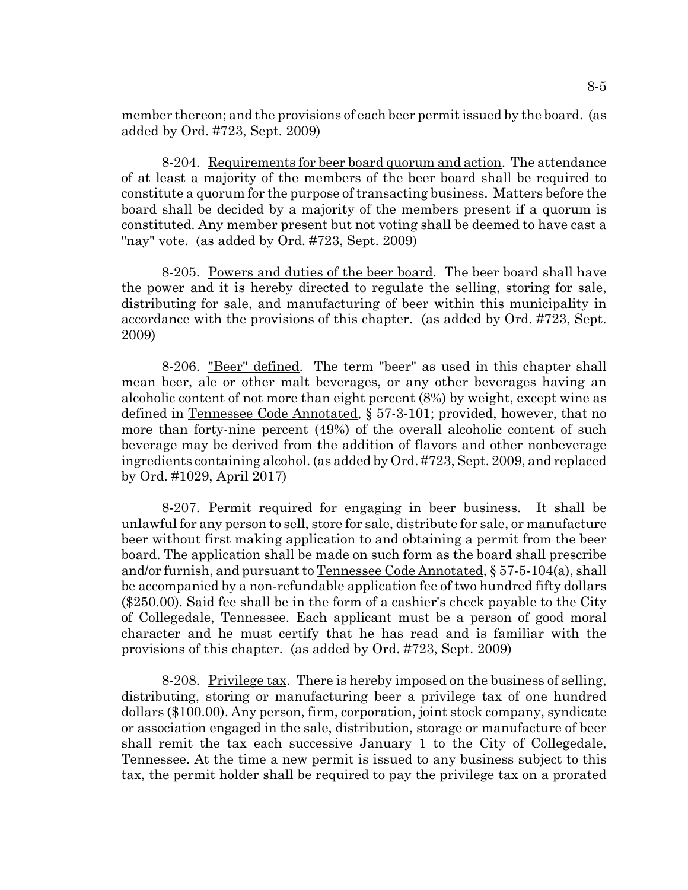member thereon; and the provisions of each beer permit issued by the board. (as added by Ord. #723, Sept. 2009)

8-204. Requirements for beer board quorum and action. The attendance of at least a majority of the members of the beer board shall be required to constitute a quorum for the purpose of transacting business. Matters before the board shall be decided by a majority of the members present if a quorum is constituted. Any member present but not voting shall be deemed to have cast a "nay" vote. (as added by Ord. #723, Sept. 2009)

8-205. Powers and duties of the beer board. The beer board shall have the power and it is hereby directed to regulate the selling, storing for sale, distributing for sale, and manufacturing of beer within this municipality in accordance with the provisions of this chapter. (as added by Ord. #723, Sept. 2009)

8-206. "Beer" defined. The term "beer" as used in this chapter shall mean beer, ale or other malt beverages, or any other beverages having an alcoholic content of not more than eight percent (8%) by weight, except wine as defined in Tennessee Code Annotated, § 57-3-101; provided, however, that no more than forty-nine percent (49%) of the overall alcoholic content of such beverage may be derived from the addition of flavors and other nonbeverage ingredients containing alcohol. (as added by Ord. #723, Sept. 2009, and replaced by Ord. #1029, April 2017)

8-207. Permit required for engaging in beer business. It shall be unlawful for any person to sell, store for sale, distribute for sale, or manufacture beer without first making application to and obtaining a permit from the beer board. The application shall be made on such form as the board shall prescribe and/or furnish, and pursuant to Tennessee Code Annotated, § 57-5-104(a), shall be accompanied by a non-refundable application fee of two hundred fifty dollars ($250.00). Said fee shall be in the form of a cashier's check payable to the City of Collegedale, Tennessee. Each applicant must be a person of good moral character and he must certify that he has read and is familiar with the provisions of this chapter. (as added by Ord. #723, Sept. 2009)

8-208. Privilege tax. There is hereby imposed on the business of selling, distributing, storing or manufacturing beer a privilege tax of one hundred dollars ($100.00). Any person, firm, corporation, joint stock company, syndicate or association engaged in the sale, distribution, storage or manufacture of beer shall remit the tax each successive January 1 to the City of Collegedale, Tennessee. At the time a new permit is issued to any business subject to this tax, the permit holder shall be required to pay the privilege tax on a prorated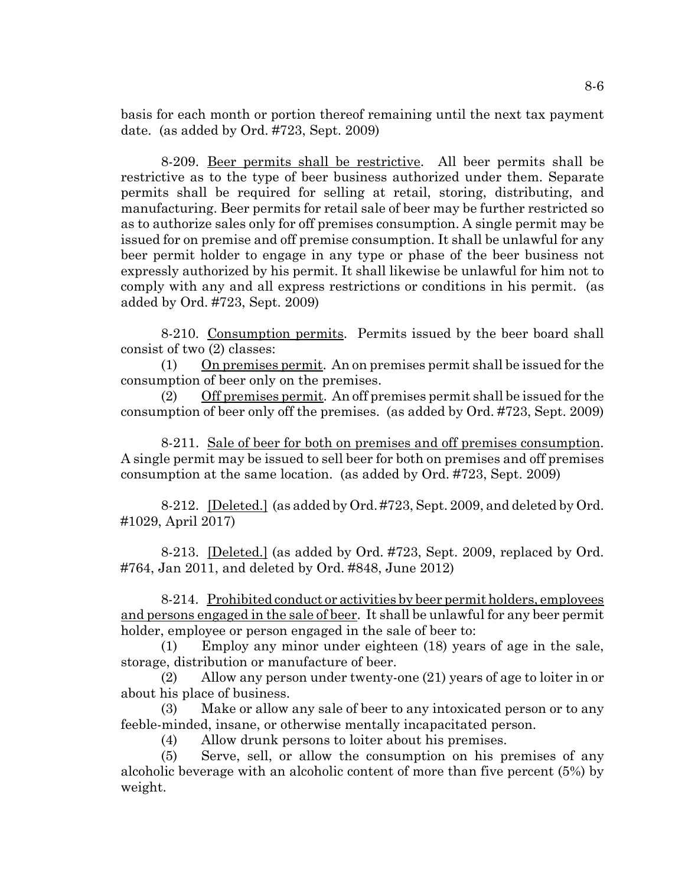basis for each month or portion thereof remaining until the next tax payment date. (as added by Ord. #723, Sept. 2009)

8-209. Beer permits shall be restrictive. All beer permits shall be restrictive as to the type of beer business authorized under them. Separate permits shall be required for selling at retail, storing, distributing, and manufacturing. Beer permits for retail sale of beer may be further restricted so as to authorize sales only for off premises consumption. A single permit may be issued for on premise and off premise consumption. It shall be unlawful for any beer permit holder to engage in any type or phase of the beer business not expressly authorized by his permit. It shall likewise be unlawful for him not to comply with any and all express restrictions or conditions in his permit. (as added by Ord. #723, Sept. 2009)

8-210. Consumption permits. Permits issued by the beer board shall consist of two (2) classes:

(1) On premises permit. An on premises permit shall be issued for the consumption of beer only on the premises.

(2) Off premises permit. An off premises permit shall be issued for the consumption of beer only off the premises. (as added by Ord. #723, Sept. 2009)

8-211. Sale of beer for both on premises and off premises consumption. A single permit may be issued to sell beer for both on premises and off premises consumption at the same location. (as added by Ord. #723, Sept. 2009)

8-212. [Deleted.] (as added by Ord. #723, Sept. 2009, and deleted by Ord. #1029, April 2017)

8-213. [Deleted.] (as added by Ord. #723, Sept. 2009, replaced by Ord. #764, Jan 2011, and deleted by Ord. #848, June 2012)

8-214. Prohibited conduct or activities by beer permit holders, employees and persons engaged in the sale of beer. It shall be unlawful for any beer permit holder, employee or person engaged in the sale of beer to:

(1) Employ any minor under eighteen (18) years of age in the sale, storage, distribution or manufacture of beer.

(2) Allow any person under twenty-one (21) years of age to loiter in or about his place of business.

(3) Make or allow any sale of beer to any intoxicated person or to any feeble-minded, insane, or otherwise mentally incapacitated person.

(4) Allow drunk persons to loiter about his premises.

(5) Serve, sell, or allow the consumption on his premises of any alcoholic beverage with an alcoholic content of more than five percent (5%) by weight.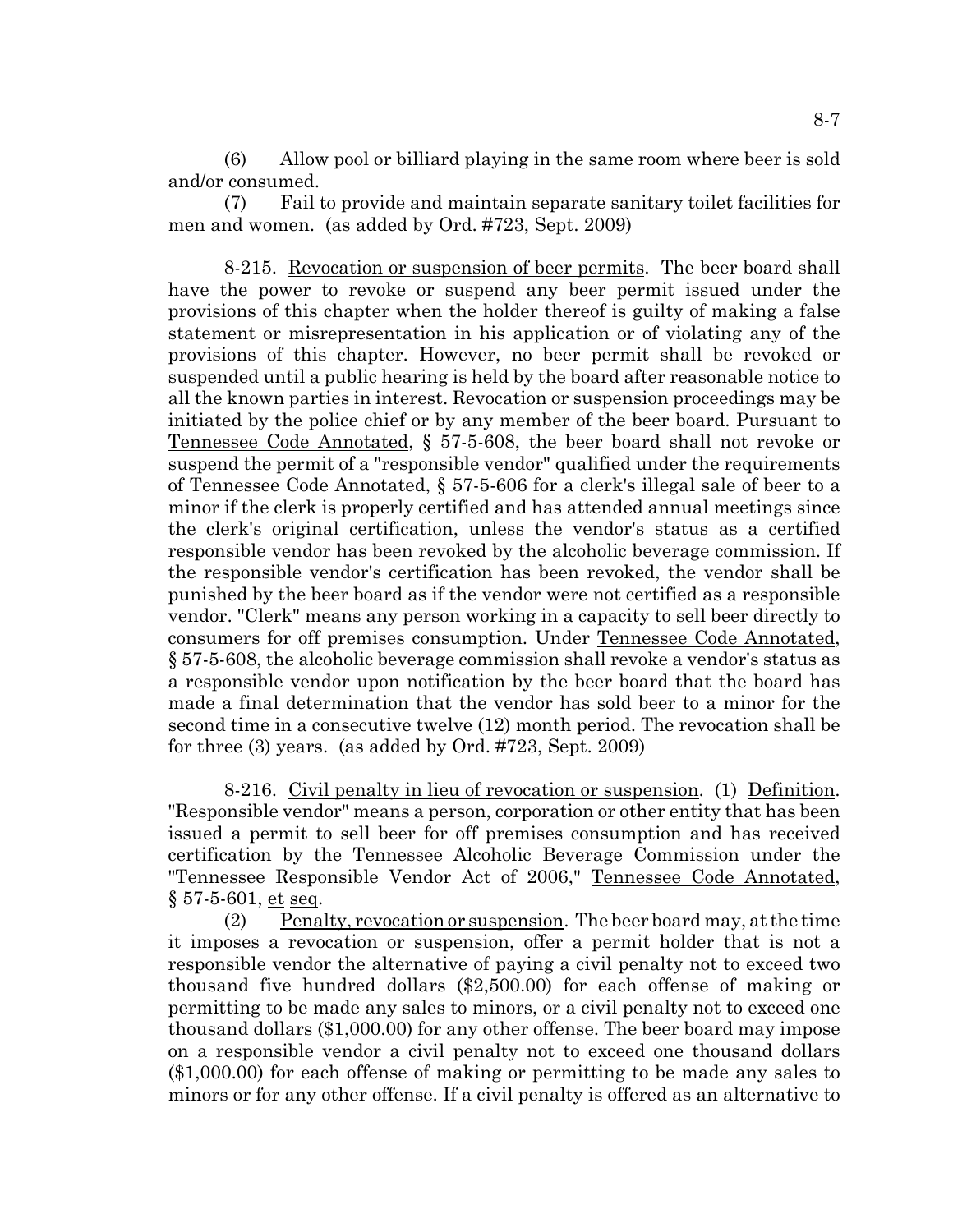(6) Allow pool or billiard playing in the same room where beer is sold and/or consumed.

(7) Fail to provide and maintain separate sanitary toilet facilities for men and women. (as added by Ord. #723, Sept. 2009)

8-215. Revocation or suspension of beer permits. The beer board shall have the power to revoke or suspend any beer permit issued under the provisions of this chapter when the holder thereof is guilty of making a false statement or misrepresentation in his application or of violating any of the provisions of this chapter. However, no beer permit shall be revoked or suspended until a public hearing is held by the board after reasonable notice to all the known parties in interest. Revocation or suspension proceedings may be initiated by the police chief or by any member of the beer board. Pursuant to Tennessee Code Annotated, § 57-5-608, the beer board shall not revoke or suspend the permit of a "responsible vendor" qualified under the requirements of Tennessee Code Annotated, § 57-5-606 for a clerk's illegal sale of beer to a minor if the clerk is properly certified and has attended annual meetings since the clerk's original certification, unless the vendor's status as a certified responsible vendor has been revoked by the alcoholic beverage commission. If the responsible vendor's certification has been revoked, the vendor shall be punished by the beer board as if the vendor were not certified as a responsible vendor. "Clerk" means any person working in a capacity to sell beer directly to consumers for off premises consumption. Under Tennessee Code Annotated, § 57-5-608, the alcoholic beverage commission shall revoke a vendor's status as a responsible vendor upon notification by the beer board that the board has made a final determination that the vendor has sold beer to a minor for the second time in a consecutive twelve (12) month period. The revocation shall be for three (3) years. (as added by Ord. #723, Sept. 2009)

8-216. Civil penalty in lieu of revocation or suspension. (1) Definition. "Responsible vendor" means a person, corporation or other entity that has been issued a permit to sell beer for off premises consumption and has received certification by the Tennessee Alcoholic Beverage Commission under the "Tennessee Responsible Vendor Act of 2006," Tennessee Code Annotated, § 57-5-601, et seq.

(2) Penalty, revocation or suspension. The beer board may, at the time it imposes a revocation or suspension, offer a permit holder that is not a responsible vendor the alternative of paying a civil penalty not to exceed two thousand five hundred dollars ($2,500.00) for each offense of making or permitting to be made any sales to minors, or a civil penalty not to exceed one thousand dollars ($1,000.00) for any other offense. The beer board may impose on a responsible vendor a civil penalty not to exceed one thousand dollars ($1,000.00) for each offense of making or permitting to be made any sales to minors or for any other offense. If a civil penalty is offered as an alternative to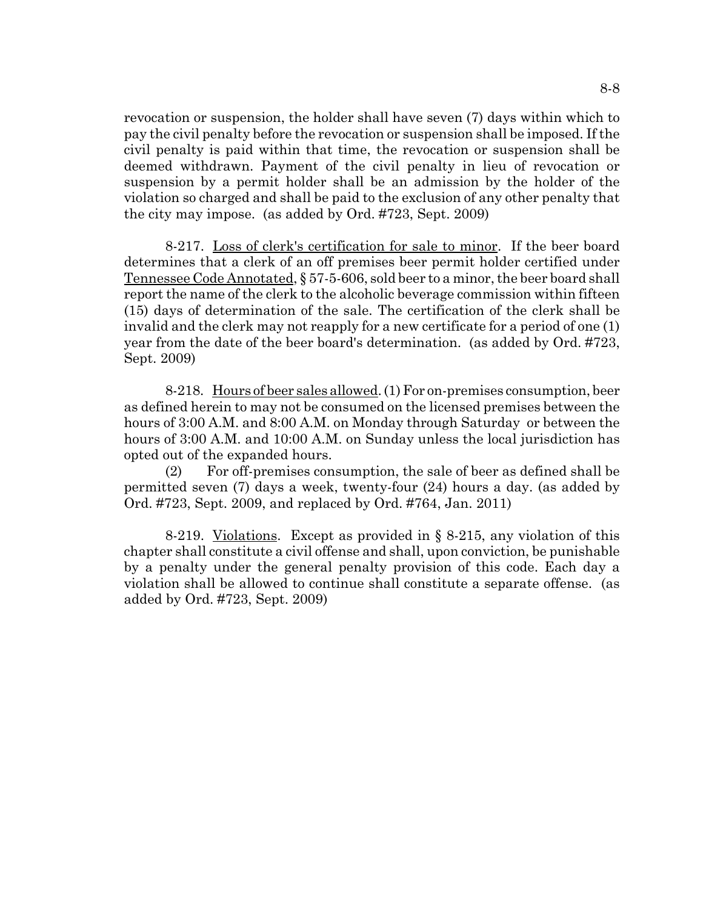revocation or suspension, the holder shall have seven (7) days within which to pay the civil penalty before the revocation or suspension shall be imposed. If the civil penalty is paid within that time, the revocation or suspension shall be deemed withdrawn. Payment of the civil penalty in lieu of revocation or suspension by a permit holder shall be an admission by the holder of the violation so charged and shall be paid to the exclusion of any other penalty that the city may impose. (as added by Ord. #723, Sept. 2009)

8-217. Loss of clerk's certification for sale to minor. If the beer board determines that a clerk of an off premises beer permit holder certified under Tennessee Code Annotated, § 57-5-606, sold beer to a minor, the beer board shall report the name of the clerk to the alcoholic beverage commission within fifteen (15) days of determination of the sale. The certification of the clerk shall be invalid and the clerk may not reapply for a new certificate for a period of one (1) year from the date of the beer board's determination. (as added by Ord. #723, Sept. 2009)

8-218. Hours of beer sales allowed. (1) For on-premises consumption, beer as defined herein to may not be consumed on the licensed premises between the hours of 3:00 A.M. and 8:00 A.M. on Monday through Saturday or between the hours of 3:00 A.M. and 10:00 A.M. on Sunday unless the local jurisdiction has opted out of the expanded hours.

(2) For off-premises consumption, the sale of beer as defined shall be permitted seven (7) days a week, twenty-four (24) hours a day. (as added by Ord. #723, Sept. 2009, and replaced by Ord. #764, Jan. 2011)

8-219. Violations. Except as provided in § 8-215, any violation of this chapter shall constitute a civil offense and shall, upon conviction, be punishable by a penalty under the general penalty provision of this code. Each day a violation shall be allowed to continue shall constitute a separate offense. (as added by Ord. #723, Sept. 2009)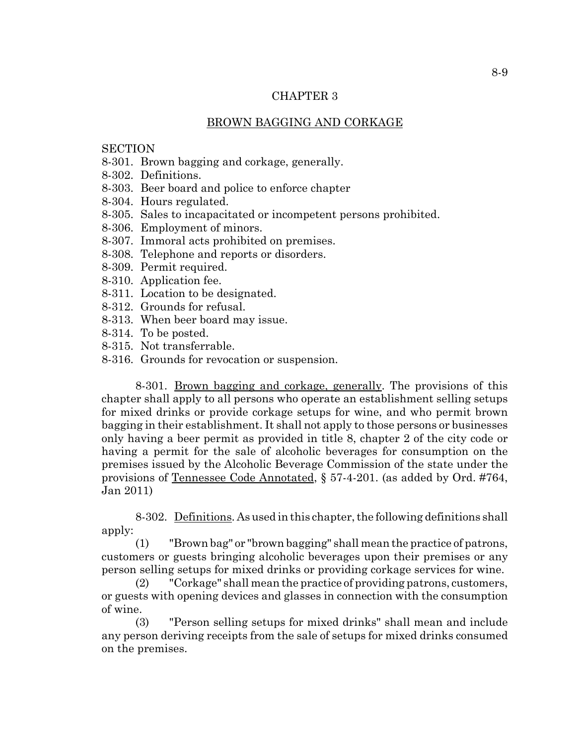# CHAPTER 3

## BROWN BAGGING AND CORKAGE

SECTION
8-301. Brown bagging and corkage, generally.
8-302. Definitions.
8-303. Beer board and police to enforce chapter
8-304. Hours regulated.
8-305. Sales to incapacitated or incompetent persons prohibited.
8-306. Employment of minors.
8-307. Immoral acts prohibited on premises.
8-308. Telephone and reports or disorders.
8-309. Permit required.
8-310. Application fee.
8-311. Location to be designated.
8-312. Grounds for refusal.
8-313. When beer board may issue.
8-314. To be posted.
8-315. Not transferrable.
8-316. Grounds for revocation or suspension.

8-301. Brown bagging and corkage, generally. The provisions of this chapter shall apply to all persons who operate an establishment selling setups for mixed drinks or provide corkage setups for wine, and who permit brown bagging in their establishment. It shall not apply to those persons or businesses only having a beer permit as provided in title 8, chapter 2 of the city code or having a permit for the sale of alcoholic beverages for consumption on the premises issued by the Alcoholic Beverage Commission of the state under the provisions of Tennessee Code Annotated, § 57-4-201. (as added by Ord. #764, Jan 2011)

8-302. Definitions. As used in this chapter, the following definitions shall apply:

(1) "Brown bag" or "brown bagging" shall mean the practice of patrons, customers or guests bringing alcoholic beverages upon their premises or any person selling setups for mixed drinks or providing corkage services for wine.

(2) "Corkage" shall mean the practice of providing patrons, customers, or guests with opening devices and glasses in connection with the consumption of wine.

(3) "Person selling setups for mixed drinks" shall mean and include any person deriving receipts from the sale of setups for mixed drinks consumed on the premises.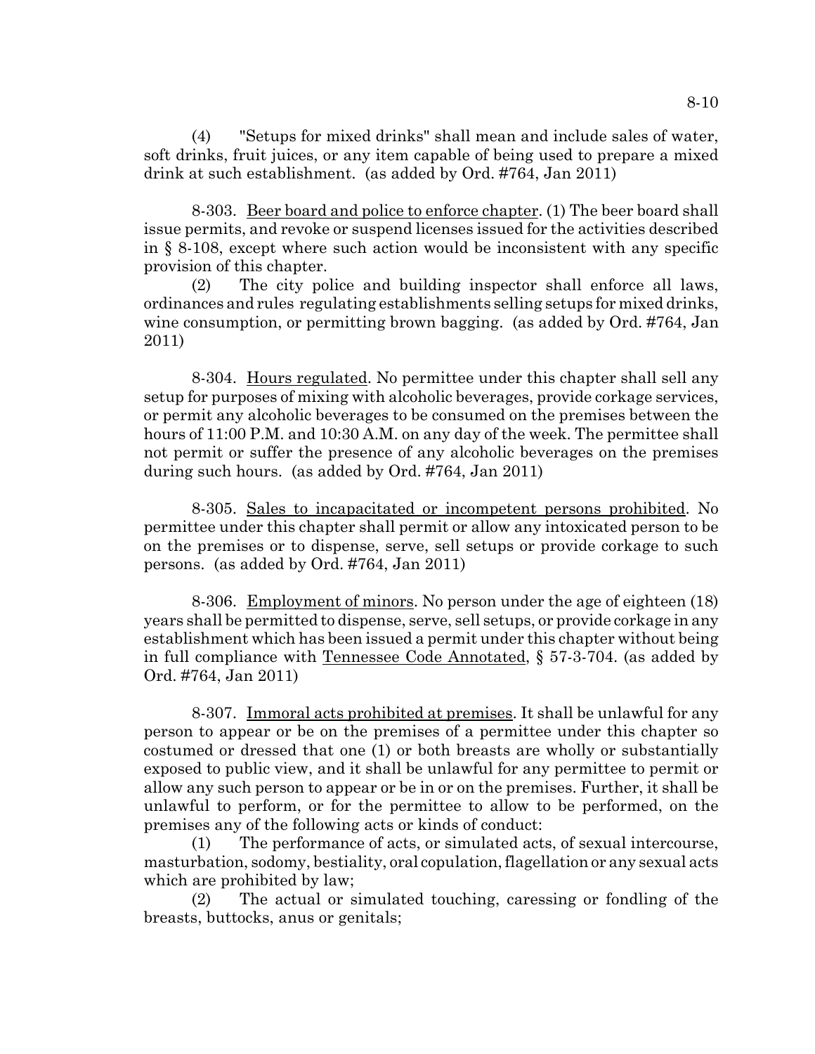(4) "Setups for mixed drinks" shall mean and include sales of water, soft drinks, fruit juices, or any item capable of being used to prepare a mixed drink at such establishment. (as added by Ord. #764, Jan 2011)

8-303. Beer board and police to enforce chapter. (1) The beer board shall issue permits, and revoke or suspend licenses issued for the activities described in § 8-108, except where such action would be inconsistent with any specific provision of this chapter.

(2) The city police and building inspector shall enforce all laws, ordinances and rules regulating establishments selling setups for mixed drinks, wine consumption, or permitting brown bagging. (as added by Ord. #764, Jan 2011)

8-304. Hours regulated. No permittee under this chapter shall sell any setup for purposes of mixing with alcoholic beverages, provide corkage services, or permit any alcoholic beverages to be consumed on the premises between the hours of 11:00 P.M. and 10:30 A.M. on any day of the week. The permittee shall not permit or suffer the presence of any alcoholic beverages on the premises during such hours. (as added by Ord. #764, Jan 2011)

8-305. Sales to incapacitated or incompetent persons prohibited. No permittee under this chapter shall permit or allow any intoxicated person to be on the premises or to dispense, serve, sell setups or provide corkage to such persons. (as added by Ord. #764, Jan 2011)

8-306. Employment of minors. No person under the age of eighteen (18) years shall be permitted to dispense, serve, sell setups, or provide corkage in any establishment which has been issued a permit under this chapter without being in full compliance with Tennessee Code Annotated, § 57-3-704. (as added by Ord. #764, Jan 2011)

8-307. Immoral acts prohibited at premises. It shall be unlawful for any person to appear or be on the premises of a permittee under this chapter so costumed or dressed that one (1) or both breasts are wholly or substantially exposed to public view, and it shall be unlawful for any permittee to permit or allow any such person to appear or be in or on the premises. Further, it shall be unlawful to perform, or for the permittee to allow to be performed, on the premises any of the following acts or kinds of conduct:

(1) The performance of acts, or simulated acts, of sexual intercourse, masturbation, sodomy, bestiality, oral copulation, flagellation or any sexual acts which are prohibited by law;

(2) The actual or simulated touching, caressing or fondling of the breasts, buttocks, anus or genitals;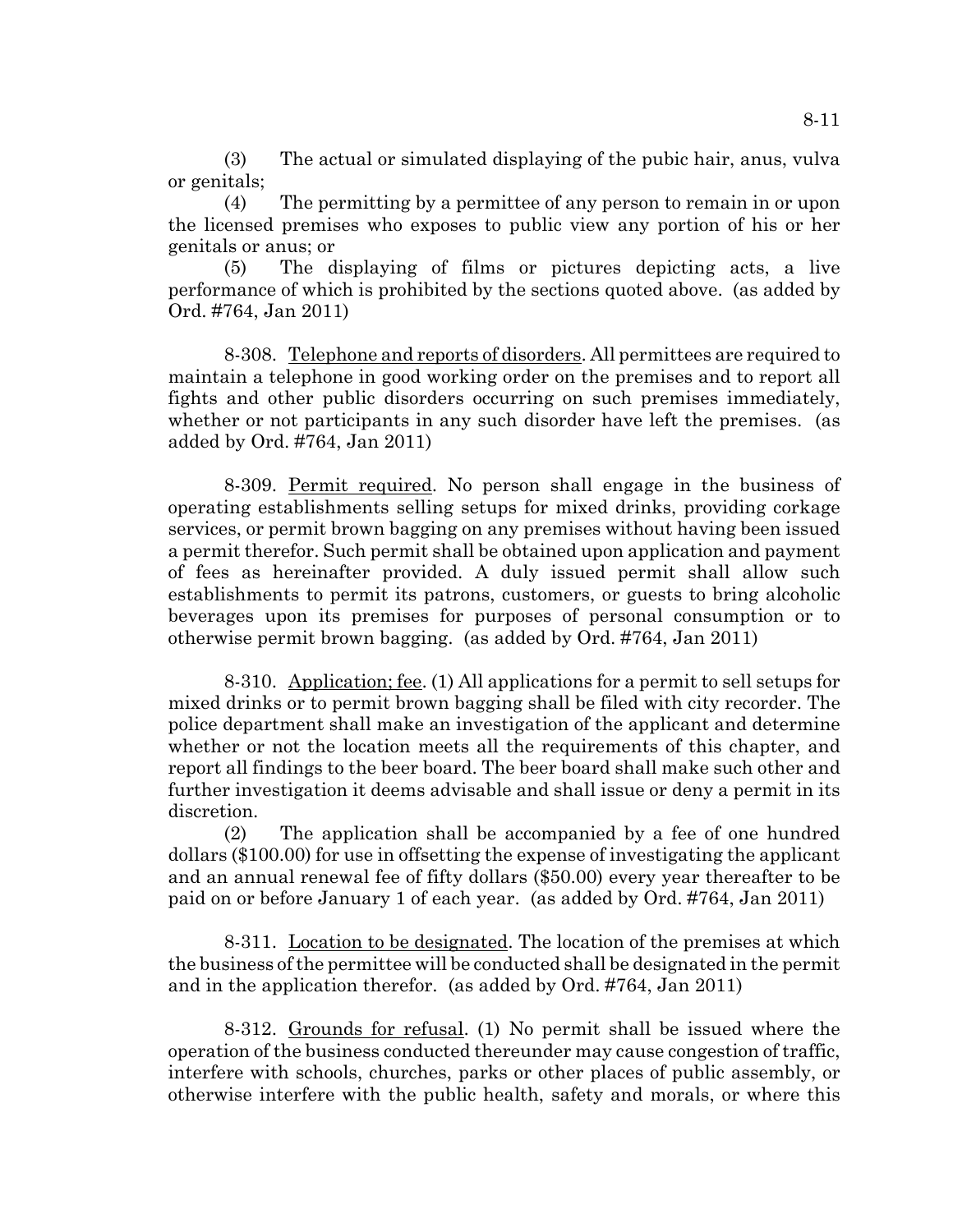(3) The actual or simulated displaying of the pubic hair, anus, vulva or genitals;

(4) The permitting by a permittee of any person to remain in or upon the licensed premises who exposes to public view any portion of his or her genitals or anus; or

(5) The displaying of films or pictures depicting acts, a live performance of which is prohibited by the sections quoted above. (as added by Ord. #764, Jan 2011)

8-308. Telephone and reports of disorders. All permittees are required to maintain a telephone in good working order on the premises and to report all fights and other public disorders occurring on such premises immediately, whether or not participants in any such disorder have left the premises. (as added by Ord. #764, Jan 2011)

8-309. Permit required. No person shall engage in the business of operating establishments selling setups for mixed drinks, providing corkage services, or permit brown bagging on any premises without having been issued a permit therefor. Such permit shall be obtained upon application and payment of fees as hereinafter provided. A duly issued permit shall allow such establishments to permit its patrons, customers, or guests to bring alcoholic beverages upon its premises for purposes of personal consumption or to otherwise permit brown bagging. (as added by Ord. #764, Jan 2011)

8-310. Application; fee. (1) All applications for a permit to sell setups for mixed drinks or to permit brown bagging shall be filed with city recorder. The police department shall make an investigation of the applicant and determine whether or not the location meets all the requirements of this chapter, and report all findings to the beer board. The beer board shall make such other and further investigation it deems advisable and shall issue or deny a permit in its discretion.

(2) The application shall be accompanied by a fee of one hundred dollars ($100.00) for use in offsetting the expense of investigating the applicant and an annual renewal fee of fifty dollars ($50.00) every year thereafter to be paid on or before January 1 of each year. (as added by Ord. #764, Jan 2011)

8-311. Location to be designated. The location of the premises at which the business of the permittee will be conducted shall be designated in the permit and in the application therefor. (as added by Ord. #764, Jan 2011)

8-312. Grounds for refusal. (1) No permit shall be issued where the operation of the business conducted thereunder may cause congestion of traffic, interfere with schools, churches, parks or other places of public assembly, or otherwise interfere with the public health, safety and morals, or where this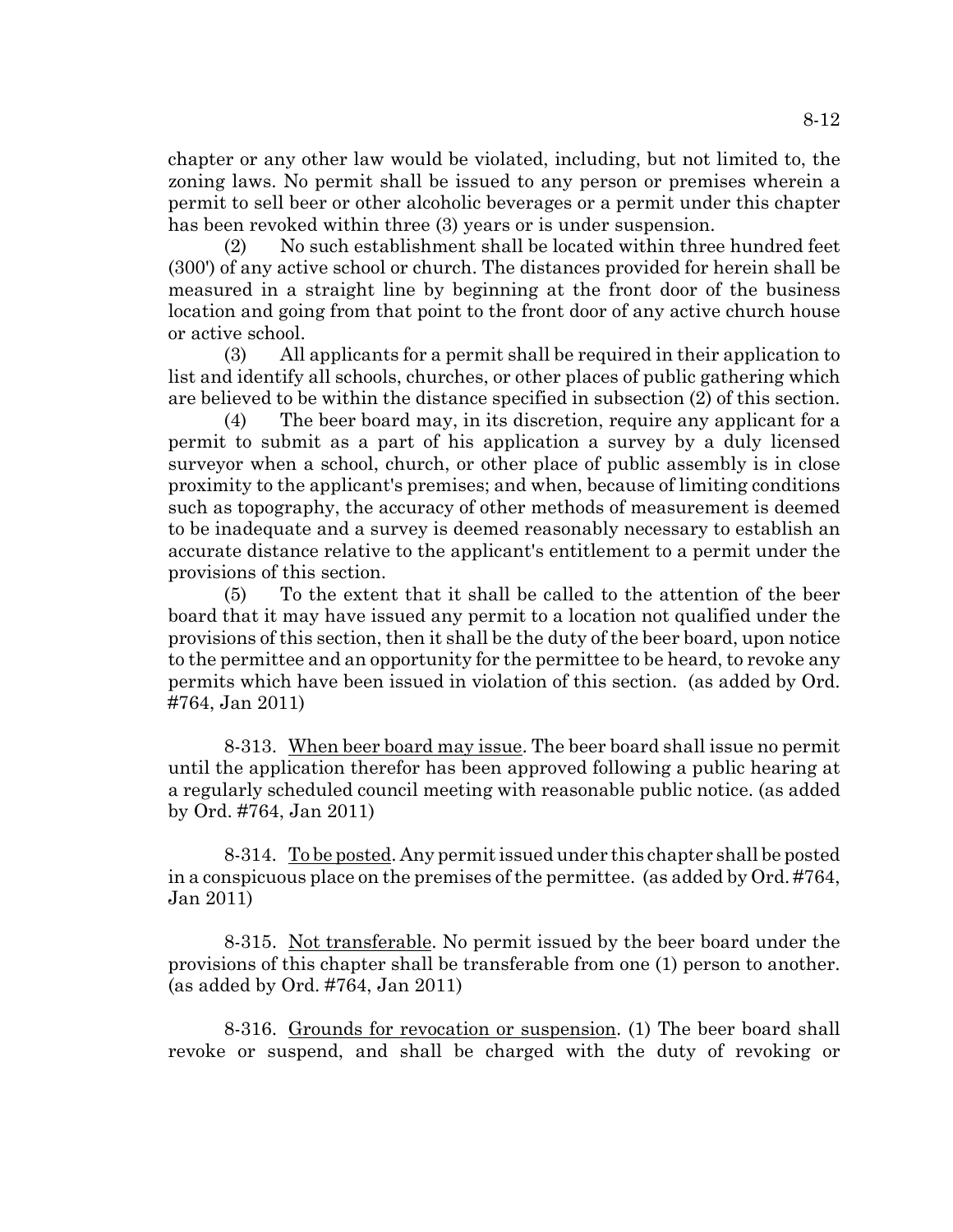chapter or any other law would be violated, including, but not limited to, the zoning laws. No permit shall be issued to any person or premises wherein a permit to sell beer or other alcoholic beverages or a permit under this chapter has been revoked within three (3) years or is under suspension.

(2) No such establishment shall be located within three hundred feet (300') of any active school or church. The distances provided for herein shall be measured in a straight line by beginning at the front door of the business location and going from that point to the front door of any active church house or active school.

(3) All applicants for a permit shall be required in their application to list and identify all schools, churches, or other places of public gathering which are believed to be within the distance specified in subsection (2) of this section.

(4) The beer board may, in its discretion, require any applicant for a permit to submit as a part of his application a survey by a duly licensed surveyor when a school, church, or other place of public assembly is in close proximity to the applicant's premises; and when, because of limiting conditions such as topography, the accuracy of other methods of measurement is deemed to be inadequate and a survey is deemed reasonably necessary to establish an accurate distance relative to the applicant's entitlement to a permit under the provisions of this section.

(5) To the extent that it shall be called to the attention of the beer board that it may have issued any permit to a location not qualified under the provisions of this section, then it shall be the duty of the beer board, upon notice to the permittee and an opportunity for the permittee to be heard, to revoke any permits which have been issued in violation of this section. (as added by Ord. #764, Jan 2011)

8-313. <u>When beer board may issue</u>. The beer board shall issue no permit until the application therefor has been approved following a public hearing at a regularly scheduled council meeting with reasonable public notice. (as added by Ord. #764, Jan 2011)

8-314. <u>To be posted</u>. Any permit issued under this chapter shall be posted in a conspicuous place on the premises of the permittee. (as added by Ord. #764, Jan 2011)

8-315. <u>Not transferable</u>. No permit issued by the beer board under the provisions of this chapter shall be transferable from one (1) person to another. (as added by Ord. #764, Jan 2011)

8-316. <u>Grounds for revocation or suspension</u>. (1) The beer board shall revoke or suspend, and shall be charged with the duty of revoking or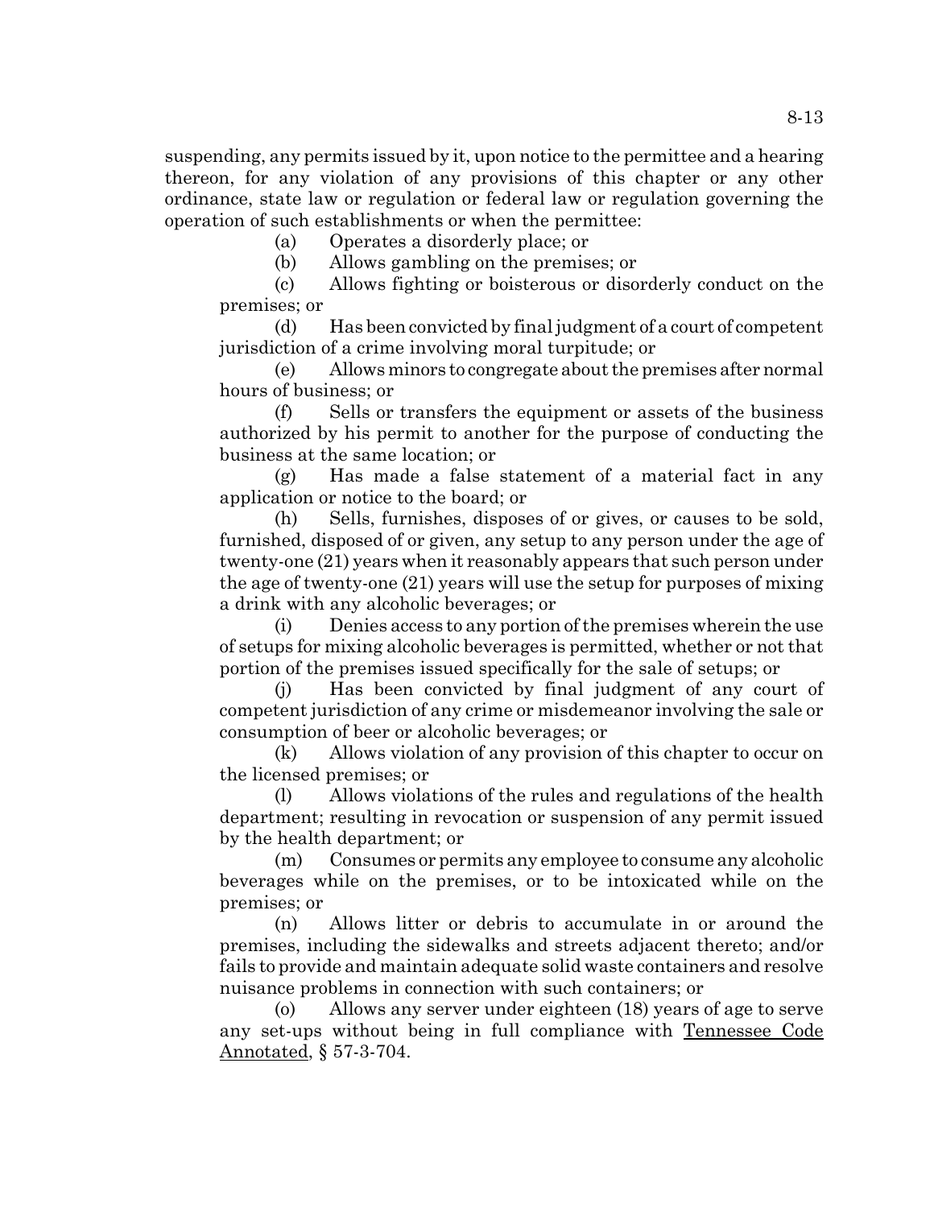suspending, any permits issued by it, upon notice to the permittee and a hearing thereon, for any violation of any provisions of this chapter or any other ordinance, state law or regulation or federal law or regulation governing the operation of such establishments or when the permittee:

(a) Operates a disorderly place; or

(b) Allows gambling on the premises; or

(c) Allows fighting or boisterous or disorderly conduct on the premises; or

(d) Has been convicted by final judgment of a court of competent jurisdiction of a crime involving moral turpitude; or

(e) Allows minors to congregate about the premises after normal hours of business; or

(f) Sells or transfers the equipment or assets of the business authorized by his permit to another for the purpose of conducting the business at the same location; or

(g) Has made a false statement of a material fact in any application or notice to the board; or

(h) Sells, furnishes, disposes of or gives, or causes to be sold, furnished, disposed of or given, any setup to any person under the age of twenty-one (21) years when it reasonably appears that such person under the age of twenty-one (21) years will use the setup for purposes of mixing a drink with any alcoholic beverages; or

(i) Denies access to any portion of the premises wherein the use of setups for mixing alcoholic beverages is permitted, whether or not that portion of the premises issued specifically for the sale of setups; or

(j) Has been convicted by final judgment of any court of competent jurisdiction of any crime or misdemeanor involving the sale or consumption of beer or alcoholic beverages; or

(k) Allows violation of any provision of this chapter to occur on the licensed premises; or

(l) Allows violations of the rules and regulations of the health department; resulting in revocation or suspension of any permit issued by the health department; or

(m) Consumes or permits any employee to consume any alcoholic beverages while on the premises, or to be intoxicated while on the premises; or

(n) Allows litter or debris to accumulate in or around the premises, including the sidewalks and streets adjacent thereto; and/or fails to provide and maintain adequate solid waste containers and resolve nuisance problems in connection with such containers; or

(o) Allows any server under eighteen (18) years of age to serve any set-ups without being in full compliance with Tennessee Code Annotated, § 57-3-704.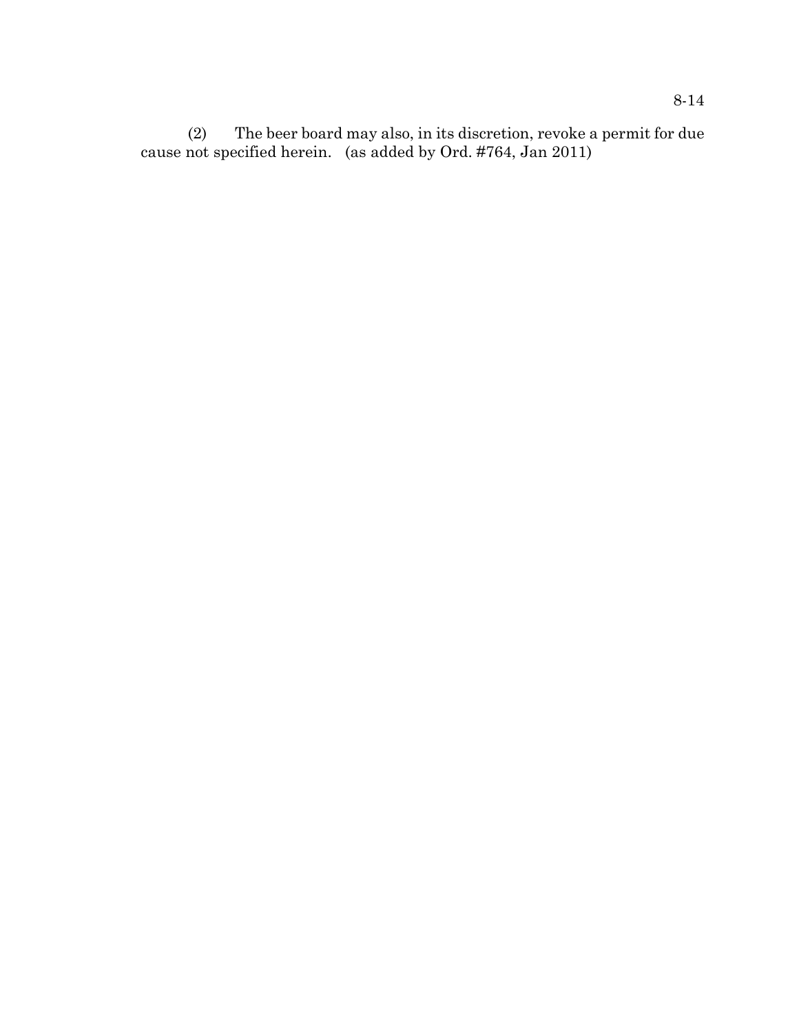(2) The beer board may also, in its discretion, revoke a permit for due cause not specified herein. (as added by Ord. #764, Jan 2011)